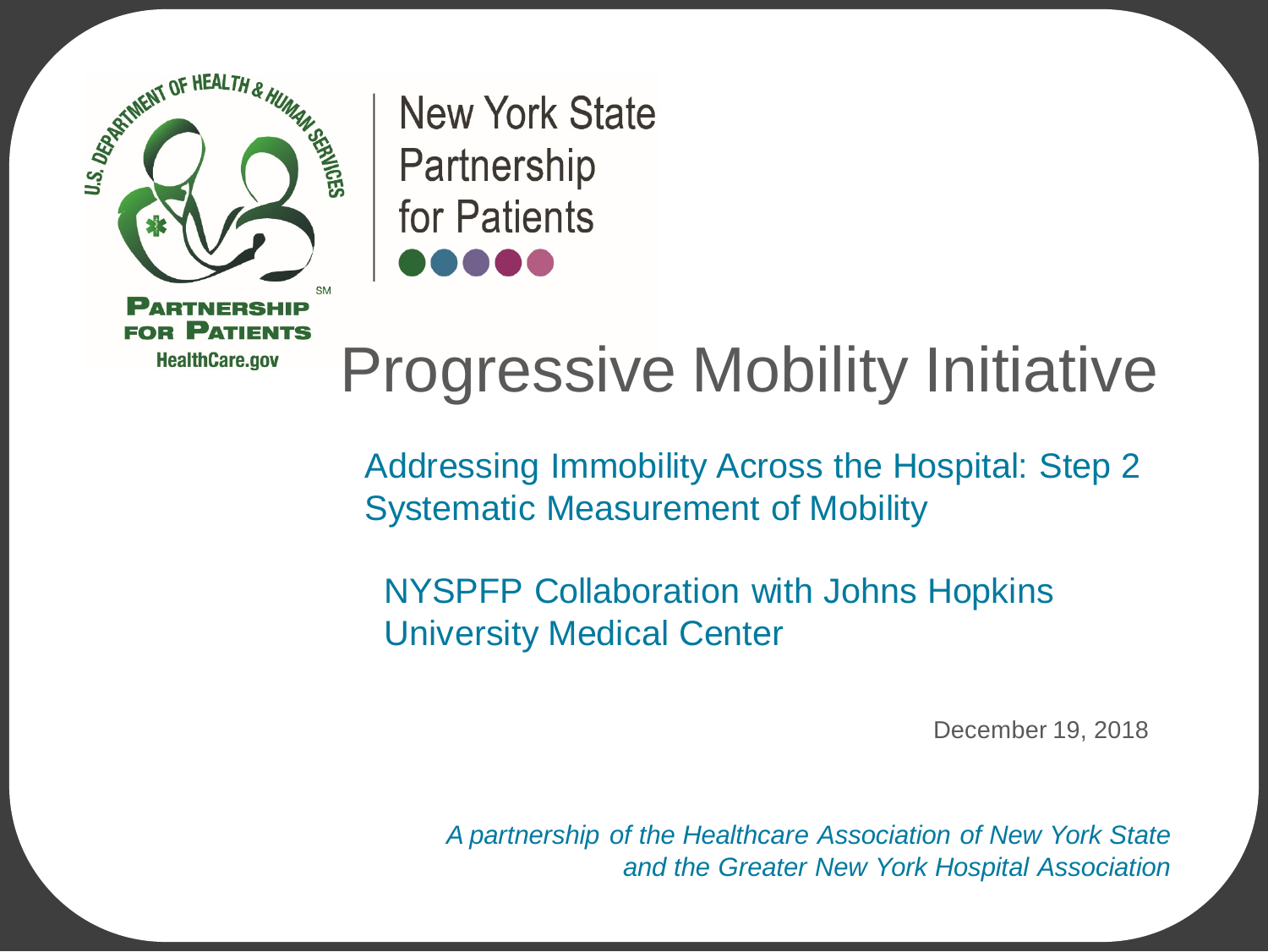PARTNERSHIP FOR PATIENTS
HealthCare.gov

New York State Partnership for Patients

# Progressive Mobility Initiative

## Addressing Immobility Across the Hospital: Step 2 Systematic Measurement of Mobility

NYSPFP Collaboration with Johns Hopkins University Medical Center

December 19, 2018

*A partnership of the Healthcare Association of New York State and the Greater New York Hospital Association*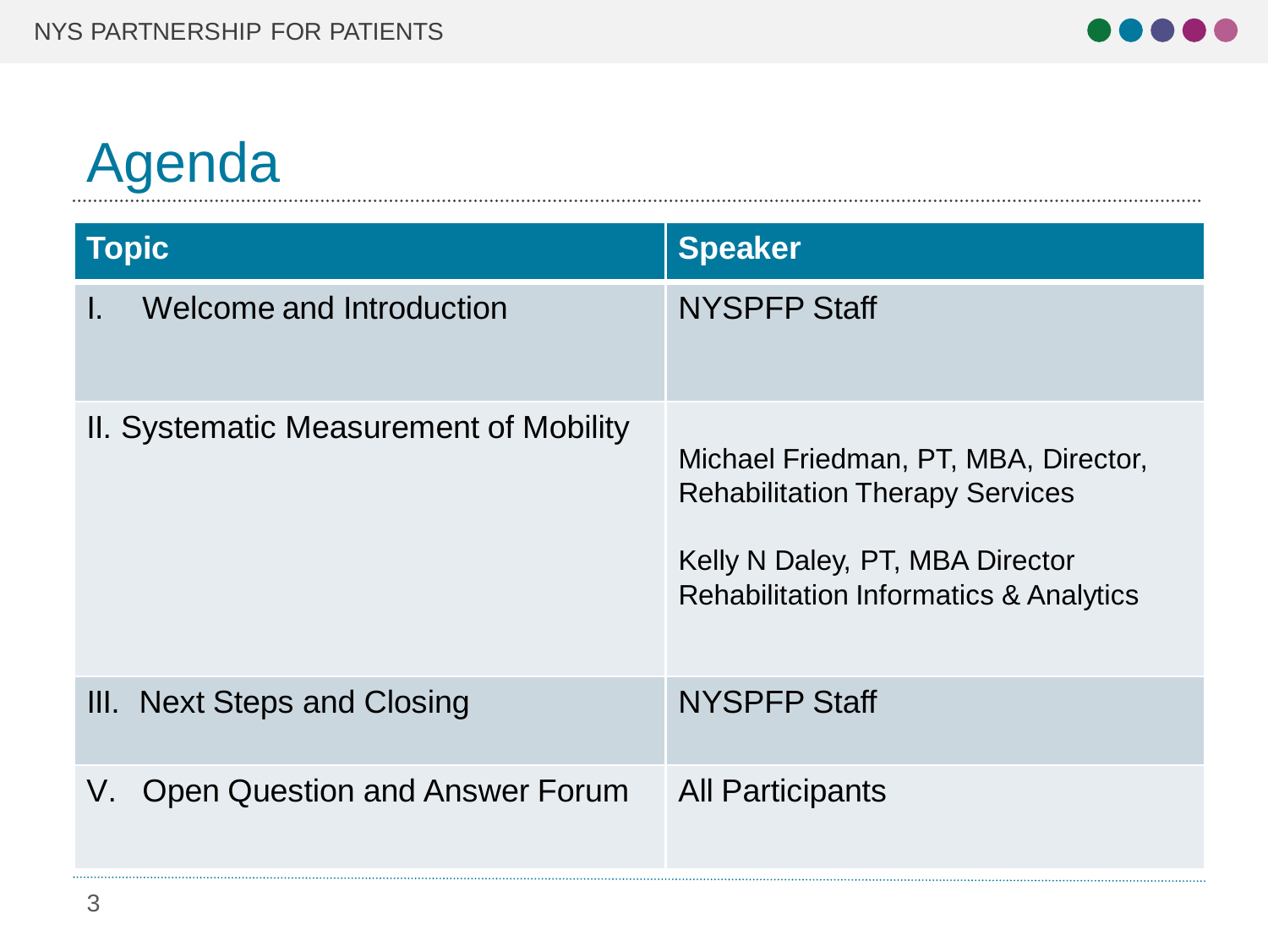# Agenda

| Topic | Speaker |
| --- | --- |
| I. Welcome and Introduction | NYSPFP Staff |
| II. Systematic Measurement of Mobility | Michael Friedman, PT, MBA, Director, Rehabilitation Therapy Services<br><br>Kelly N Daley, PT, MBA Director Rehabilitation Informatics & Analytics |
| III. Next Steps and Closing | NYSPFP Staff |
| V. Open Question and Answer Forum | All Participants |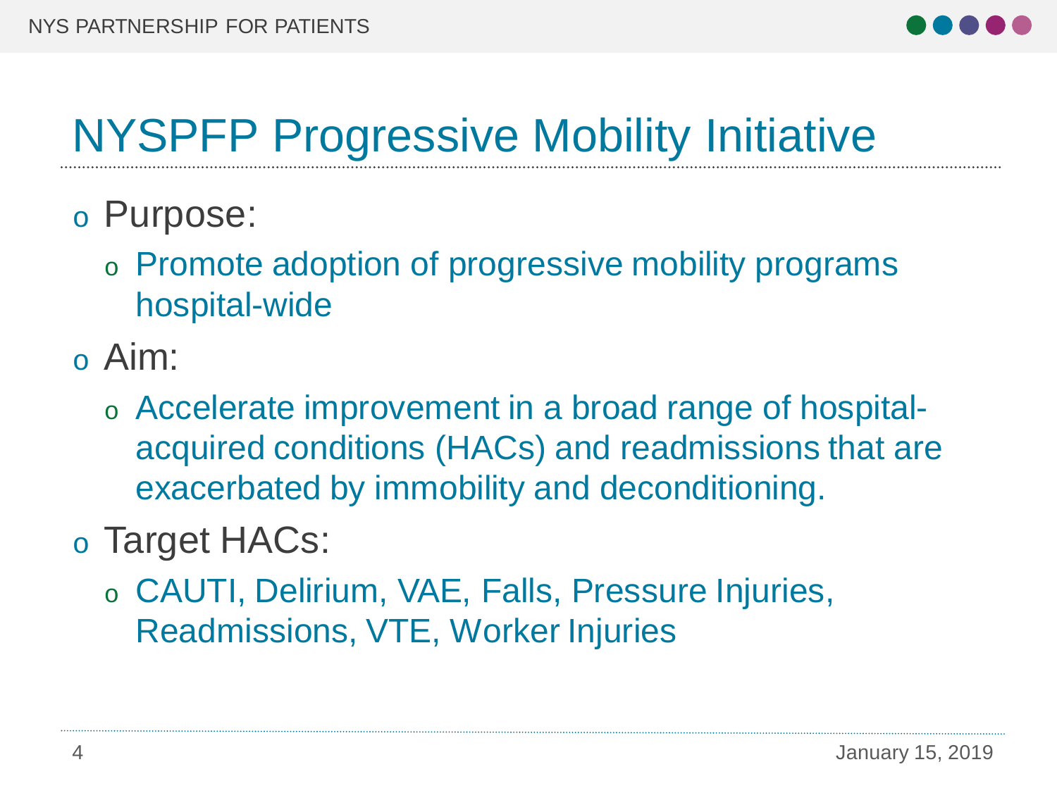# NYSPFP Progressive Mobility Initiative

- Purpose:
  - Promote adoption of progressive mobility programs hospital-wide
- Aim:
  - Accelerate improvement in a broad range of hospital-acquired conditions (HACs) and readmissions that are exacerbated by immobility and deconditioning.
- Target HACs:
  - CAUTI, Delirium, VAE, Falls, Pressure Injuries, Readmissions, VTE, Worker Injuries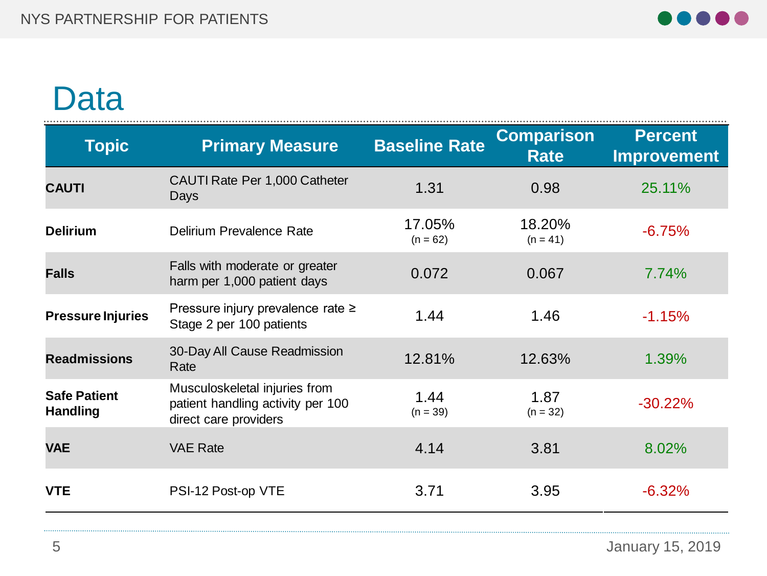# Data

| Topic | Primary Measure | Baseline Rate | Comparison Rate | Percent Improvement |
|---|---|---|---|---|
| **CAUTI** | CAUTI Rate Per 1,000 Catheter Days | 1.31 | 0.98 | 25.11% |
| **Delirium** | Delirium Prevalence Rate | 17.05% (n = 62) | 18.20% (n = 41) | -6.75% |
| **Falls** | Falls with moderate or greater harm per 1,000 patient days | 0.072 | 0.067 | 7.74% |
| **Pressure Injuries** | Pressure injury prevalence rate ≥ Stage 2 per 100 patients | 1.44 | 1.46 | -1.15% |
| **Readmissions** | 30-Day All Cause Readmission Rate | 12.81% | 12.63% | 1.39% |
| **Safe Patient Handling** | Musculoskeletal injuries from patient handling activity per 100 direct care providers | 1.44 (n = 39) | 1.87 (n = 32) | -30.22% |
| **VAE** | VAE Rate | 4.14 | 3.81 | 8.02% |
| **VTE** | PSI-12 Post-op VTE | 3.71 | 3.95 | -6.32% |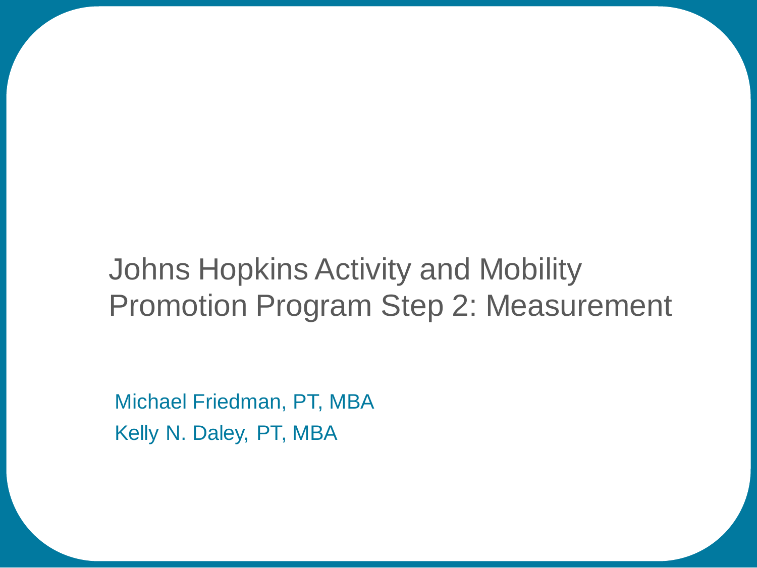# Johns Hopkins Activity and Mobility Promotion Program Step 2: Measurement

Michael Friedman, PT, MBA

Kelly N. Daley, PT, MBA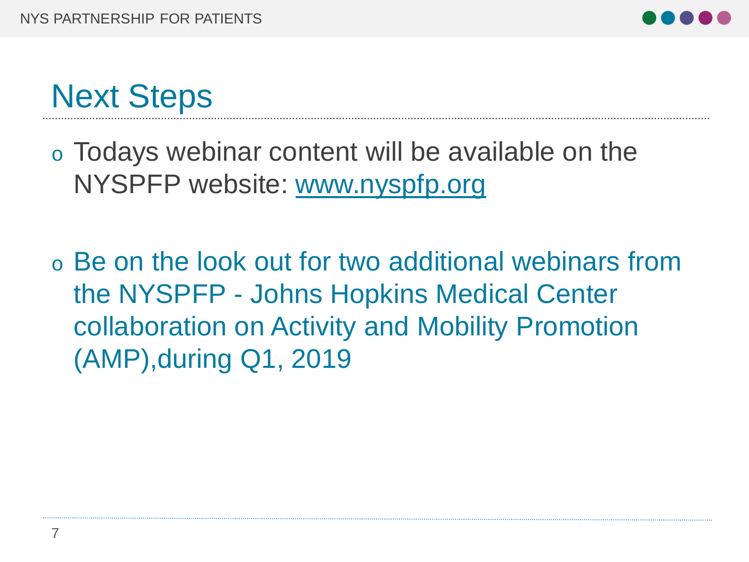# Next Steps

- Todays webinar content will be available on the NYSPFP website: [www.nyspfp.org](http://www.nyspfp.org)
- Be on the look out for two additional webinars from the NYSPFP - Johns Hopkins Medical Center collaboration on Activity and Mobility Promotion (AMP),during Q1, 2019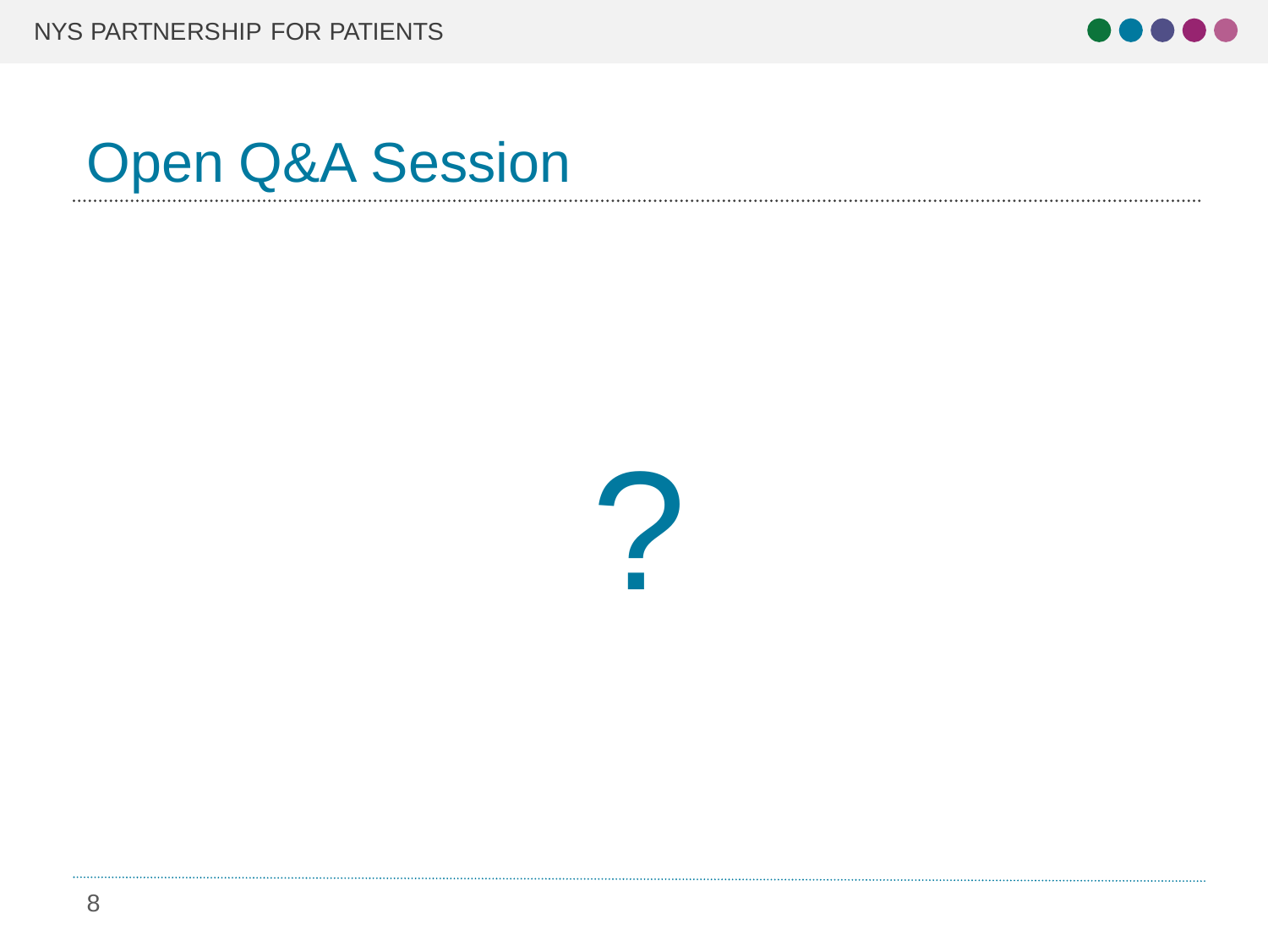# Open Q&A Session

?